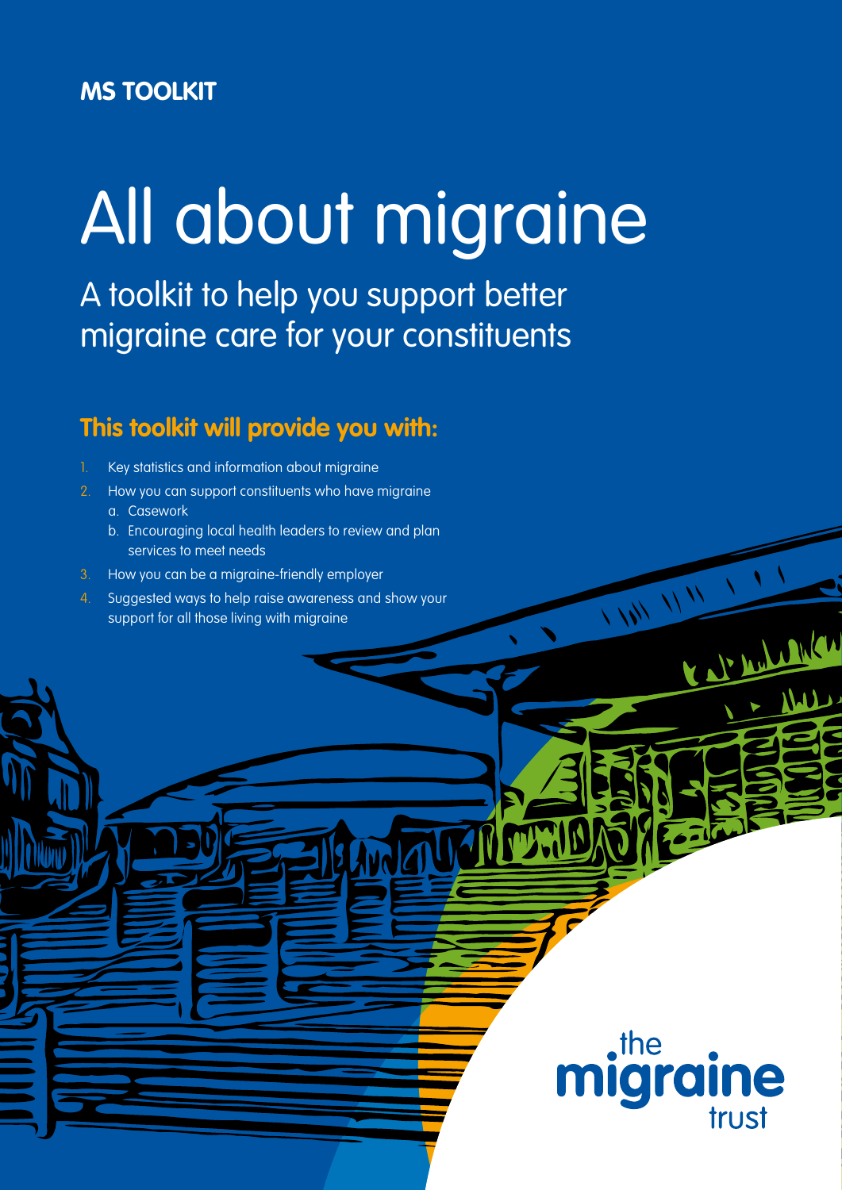**MS TOOLKIT**

# All about migraine

## A toolkit to help you support better migraine care for your constituents

### This toolkit will provide you with:

1. Key statistics and information about migraine
2. How you can support constituents who have migraine
   a. Casework
   b. Encouraging local health leaders to review and plan services to meet needs
3. How you can be a migraine-friendly employer
4. Suggested ways to help raise awareness and show your support for all those living with migraine

the migraine trust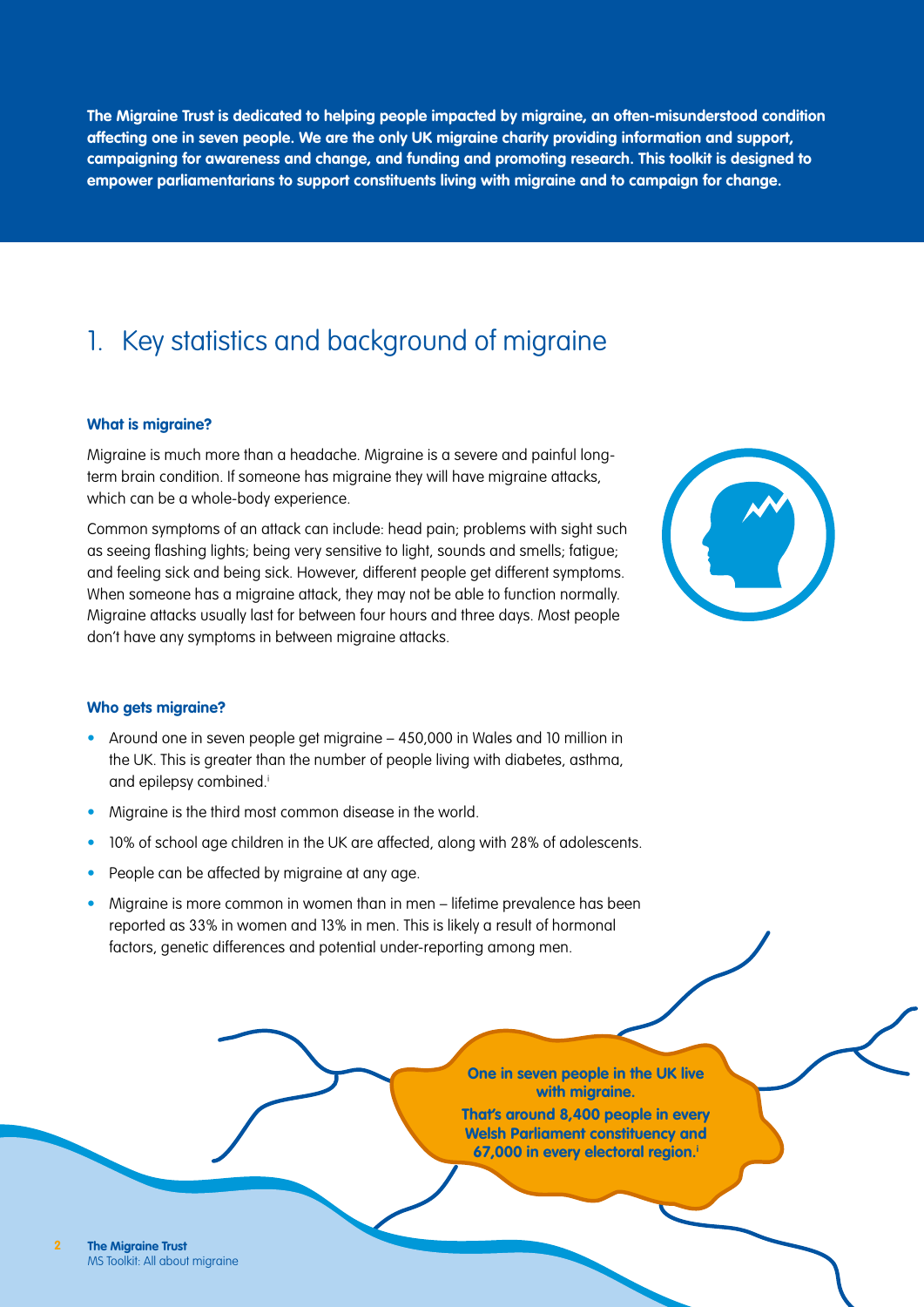**The Migraine Trust is dedicated to helping people impacted by migraine, an often-misunderstood condition affecting one in seven people. We are the only UK migraine charity providing information and support, campaigning for awareness and change, and funding and promoting research. This toolkit is designed to empower parliamentarians to support constituents living with migraine and to campaign for change.**

## 1. Key statistics and background of migraine

### What is migraine?

Migraine is much more than a headache. Migraine is a severe and painful long-term brain condition. If someone has migraine they will have migraine attacks, which can be a whole-body experience.

Common symptoms of an attack can include: head pain; problems with sight such as seeing flashing lights; being very sensitive to light, sounds and smells; fatigue; and feeling sick and being sick. However, different people get different symptoms. When someone has a migraine attack, they may not be able to function normally. Migraine attacks usually last for between four hours and three days. Most people don't have any symptoms in between migraine attacks.

### Who gets migraine?

- Around one in seven people get migraine – 450,000 in Wales and 10 million in the UK. This is greater than the number of people living with diabetes, asthma, and epilepsy combined.[i]
- Migraine is the third most common disease in the world.
- 10% of school age children in the UK are affected, along with 28% of adolescents.
- People can be affected by migraine at any age.
- Migraine is more common in women than in men – lifetime prevalence has been reported as 33% in women and 13% in men. This is likely a result of hormonal factors, genetic differences and potential under-reporting among men.

**One in seven people in the UK live with migraine.**

**That's around 8,400 people in every Welsh Parliament constituency and 67,000 in every electoral region.[i]**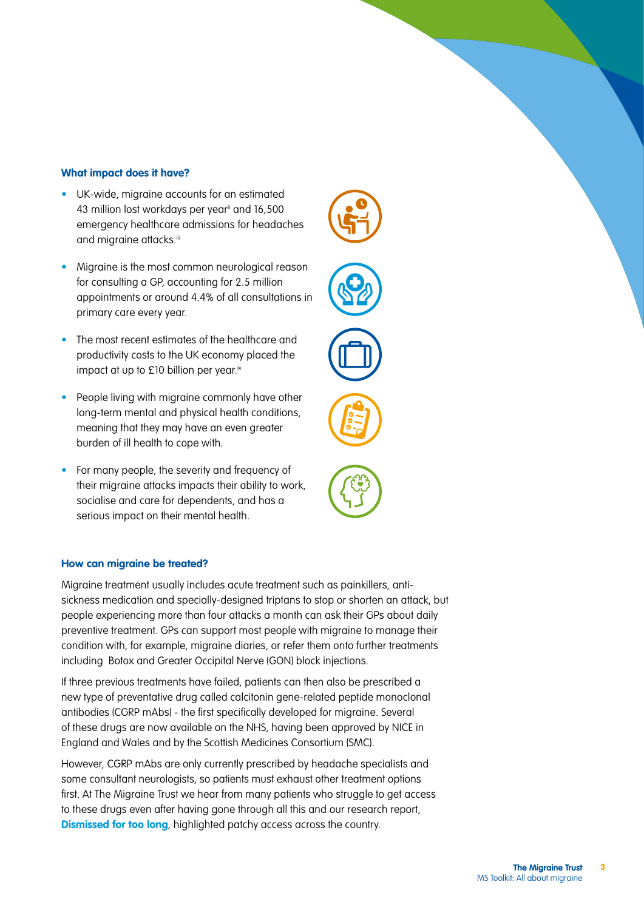### What impact does it have?

- UK-wide, migraine accounts for an estimated 43 million lost workdays per year[ii] and 16,500 emergency healthcare admissions for headaches and migraine attacks.[iii]
- Migraine is the most common neurological reason for consulting a GP, accounting for 2.5 million appointments or around 4.4% of all consultations in primary care every year.
- The most recent estimates of the healthcare and productivity costs to the UK economy placed the impact at up to £10 billion per year.[iv]
- People living with migraine commonly have other long-term mental and physical health conditions, meaning that they may have an even greater burden of ill health to cope with.
- For many people, the severity and frequency of their migraine attacks impacts their ability to work, socialise and care for dependents, and has a serious impact on their mental health.

### How can migraine be treated?

Migraine treatment usually includes acute treatment such as painkillers, anti-sickness medication and specially-designed triptans to stop or shorten an attack, but people experiencing more than four attacks a month can ask their GPs about daily preventive treatment. GPs can support most people with migraine to manage their condition with, for example, migraine diaries, or refer them onto further treatments including Botox and Greater Occipital Nerve (GON) block injections.

If three previous treatments have failed, patients can then also be prescribed a new type of preventative drug called calcitonin gene-related peptide monoclonal antibodies (CGRP mAbs) - the first specifically developed for migraine. Several of these drugs are now available on the NHS, having been approved by NICE in England and Wales and by the Scottish Medicines Consortium (SMC).

However, CGRP mAbs are only currently prescribed by headache specialists and some consultant neurologists, so patients must exhaust other treatment options first. At The Migraine Trust we hear from many patients who struggle to get access to these drugs even after having gone through all this and our research report, **Dismissed for too long**, highlighted patchy access across the country.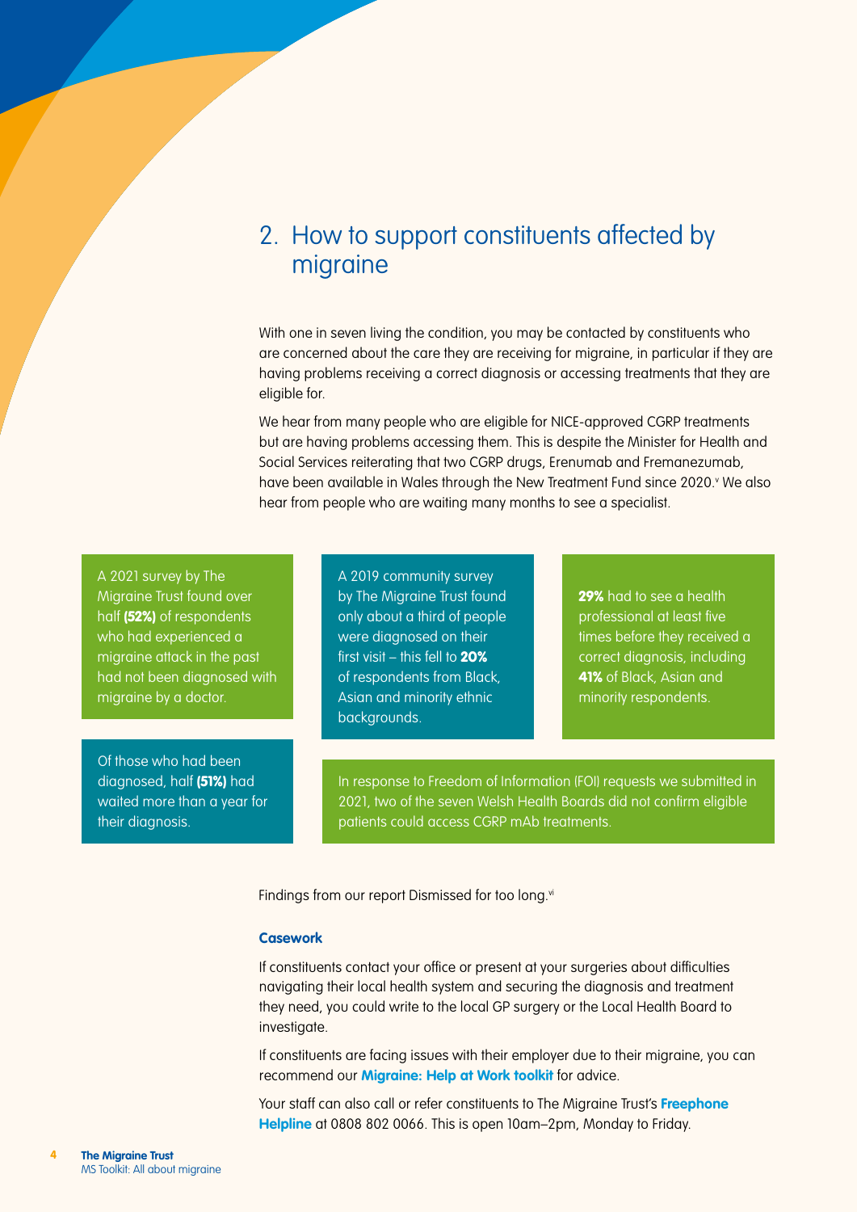## 2. How to support constituents affected by migraine

With one in seven living the condition, you may be contacted by constituents who are concerned about the care they are receiving for migraine, in particular if they are having problems receiving a correct diagnosis or accessing treatments that they are eligible for.

We hear from many people who are eligible for NICE-approved CGRP treatments but are having problems accessing them. This is despite the Minister for Health and Social Services reiterating that two CGRP drugs, Erenumab and Fremanezumab, have been available in Wales through the New Treatment Fund since 2020.[v] We also hear from people who are waiting many months to see a specialist.

A 2021 survey by The Migraine Trust found over half **(52%)** of respondents who had experienced a migraine attack in the past had not been diagnosed with migraine by a doctor.

A 2019 community survey by The Migraine Trust found only about a third of people were diagnosed on their first visit – this fell to **20%** of respondents from Black, Asian and minority ethnic backgrounds.

**29%** had to see a health professional at least five times before they received a correct diagnosis, including **41%** of Black, Asian and minority respondents.

Of those who had been diagnosed, half **(51%)** had waited more than a year for their diagnosis.

In response to Freedom of Information (FOI) requests we submitted in 2021, two of the seven Welsh Health Boards did not confirm eligible patients could access CGRP mAb treatments.

Findings from our report Dismissed for too long.[vi]

### Casework

If constituents contact your office or present at your surgeries about difficulties navigating their local health system and securing the diagnosis and treatment they need, you could write to the local GP surgery or the Local Health Board to investigate.

If constituents are facing issues with their employer due to their migraine, you can recommend our **Migraine: Help at Work toolkit** for advice.

Your staff can also call or refer constituents to The Migraine Trust's **Freephone Helpline** at 0808 802 0066. This is open 10am–2pm, Monday to Friday.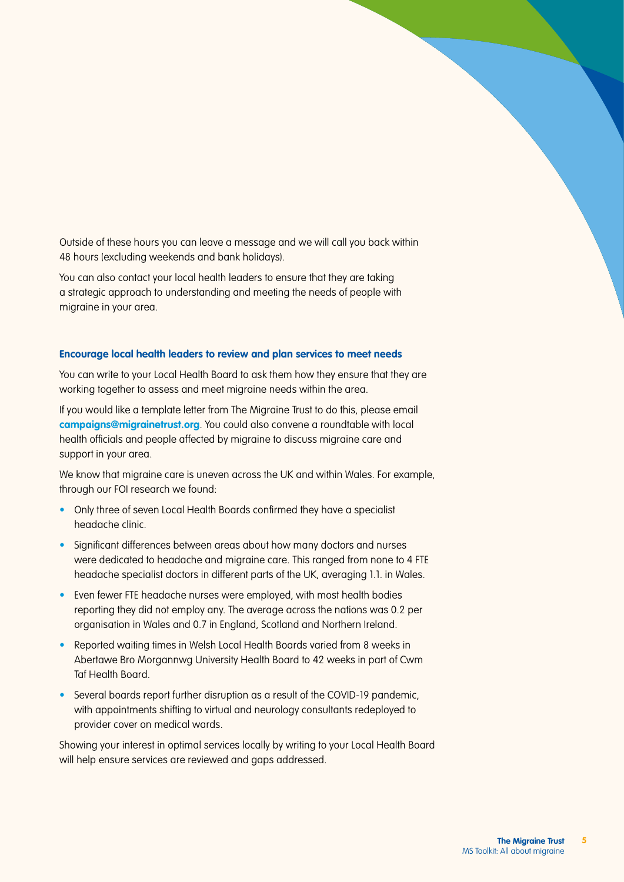Outside of these hours you can leave a message and we will call you back within 48 hours (excluding weekends and bank holidays).

You can also contact your local health leaders to ensure that they are taking a strategic approach to understanding and meeting the needs of people with migraine in your area.

### Encourage local health leaders to review and plan services to meet needs

You can write to your Local Health Board to ask them how they ensure that they are working together to assess and meet migraine needs within the area.

If you would like a template letter from The Migraine Trust to do this, please email **campaigns@migrainetrust.org**. You could also convene a roundtable with local health officials and people affected by migraine to discuss migraine care and support in your area.

We know that migraine care is uneven across the UK and within Wales. For example, through our FOI research we found:

- Only three of seven Local Health Boards confirmed they have a specialist headache clinic.
- Significant differences between areas about how many doctors and nurses were dedicated to headache and migraine care. This ranged from none to 4 FTE headache specialist doctors in different parts of the UK, averaging 1.1. in Wales.
- Even fewer FTE headache nurses were employed, with most health bodies reporting they did not employ any. The average across the nations was 0.2 per organisation in Wales and 0.7 in England, Scotland and Northern Ireland.
- Reported waiting times in Welsh Local Health Boards varied from 8 weeks in Abertawe Bro Morgannwg University Health Board to 42 weeks in part of Cwm Taf Health Board.
- Several boards report further disruption as a result of the COVID-19 pandemic, with appointments shifting to virtual and neurology consultants redeployed to provider cover on medical wards.

Showing your interest in optimal services locally by writing to your Local Health Board will help ensure services are reviewed and gaps addressed.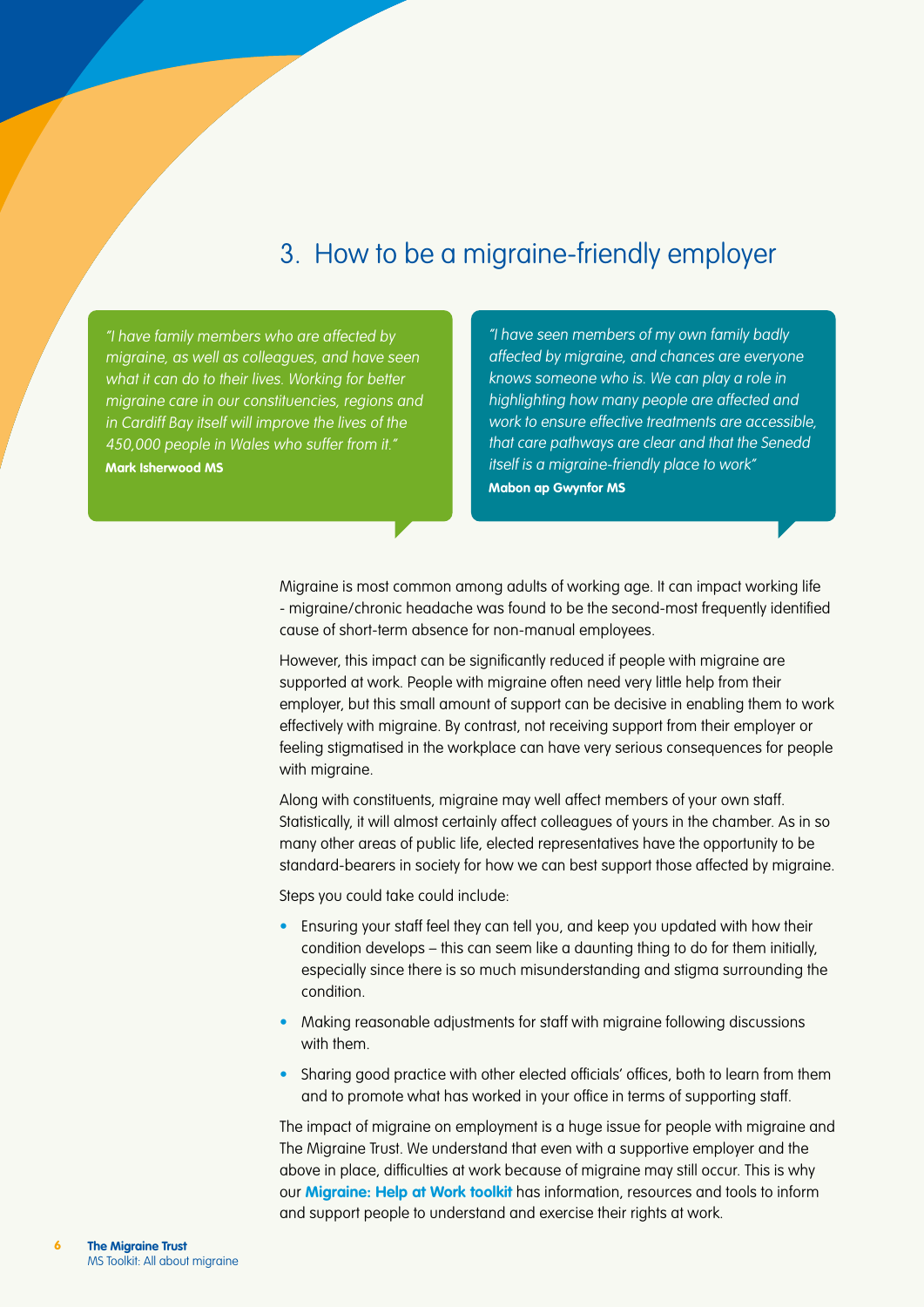## 3. How to be a migraine-friendly employer

> *"I have family members who are affected by migraine, as well as colleagues, and have seen what it can do to their lives. Working for better migraine care in our constituencies, regions and in Cardiff Bay itself will improve the lives of the 450,000 people in Wales who suffer from it."*
> **Mark Isherwood MS**

> *"I have seen members of my own family badly affected by migraine, and chances are everyone knows someone who is. We can play a role in highlighting how many people are affected and work to ensure effective treatments are accessible, that care pathways are clear and that the Senedd itself is a migraine-friendly place to work"*
> **Mabon ap Gwynfor MS**

Migraine is most common among adults of working age. It can impact working life - migraine/chronic headache was found to be the second-most frequently identified cause of short-term absence for non-manual employees.

However, this impact can be significantly reduced if people with migraine are supported at work. People with migraine often need very little help from their employer, but this small amount of support can be decisive in enabling them to work effectively with migraine. By contrast, not receiving support from their employer or feeling stigmatised in the workplace can have very serious consequences for people with migraine.

Along with constituents, migraine may well affect members of your own staff. Statistically, it will almost certainly affect colleagues of yours in the chamber. As in so many other areas of public life, elected representatives have the opportunity to be standard-bearers in society for how we can best support those affected by migraine.

Steps you could take could include:

- Ensuring your staff feel they can tell you, and keep you updated with how their condition develops – this can seem like a daunting thing to do for them initially, especially since there is so much misunderstanding and stigma surrounding the condition.
- Making reasonable adjustments for staff with migraine following discussions with them.
- Sharing good practice with other elected officials' offices, both to learn from them and to promote what has worked in your office in terms of supporting staff.

The impact of migraine on employment is a huge issue for people with migraine and The Migraine Trust. We understand that even with a supportive employer and the above in place, difficulties at work because of migraine may still occur. This is why our **Migraine: Help at Work toolkit** has information, resources and tools to inform and support people to understand and exercise their rights at work.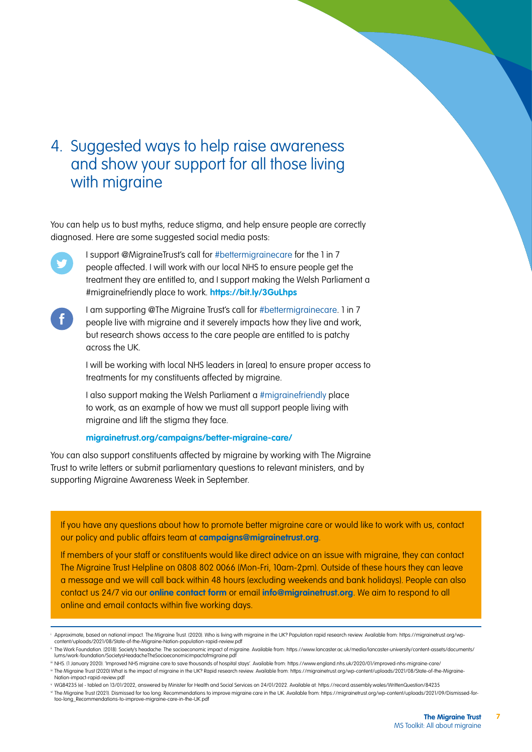## 4. Suggested ways to help raise awareness and show your support for all those living with migraine

You can help us to bust myths, reduce stigma, and help ensure people are correctly diagnosed. Here are some suggested social media posts:

I support @MigraineTrust's call for #bettermigrainecare for the 1 in 7 people affected. I will work with our local NHS to ensure people get the treatment they are entitled to, and I support making the Welsh Parliament a #migrainefriendly place to work. **https://bit.ly/3GuLhps**

I am supporting @The Migraine Trust's call for #bettermigrainecare. 1 in 7 people live with migraine and it severely impacts how they live and work, but research shows access to the care people are entitled to is patchy across the UK.

I will be working with local NHS leaders in [area] to ensure proper access to treatments for my constituents affected by migraine.

I also support making the Welsh Parliament a #migrainefriendly place to work, as an example of how we must all support people living with migraine and lift the stigma they face.

**migrainetrust.org/campaigns/better-migraine-care/**

You can also support constituents affected by migraine by working with The Migraine Trust to write letters or submit parliamentary questions to relevant ministers, and by supporting Migraine Awareness Week in September.

If you have any questions about how to promote better migraine care or would like to work with us, contact our policy and public affairs team at **campaigns@migrainetrust.org**.

If members of your staff or constituents would like direct advice on an issue with migraine, they can contact The Migraine Trust Helpline on 0808 802 0066 (Mon-Fri, 10am-2pm). Outside of these hours they can leave a message and we will call back within 48 hours (excluding weekends and bank holidays). People can also contact us 24/7 via our **online contact form** or email **info@migrainetrust.org**. We aim to respond to all online and email contacts within five working days.

---

[i] Approximate, based on national impact. The Migraine Trust. (2020). Who is living with migraine in the UK? Population rapid research review. Available from: https://migrainetrust.org/wp-content/uploads/2021/08/State-of-the-Migraine-Nation-population-rapid-review.pdf

[ii] The Work Foundation. (2018). Society's headache: The socioeconomic impact of migraine. Available from: https://www.lancaster.ac.uk/media/lancaster-university/content-assets/documents/lums/work-foundation/SocietysHeadacheTheSocioeconomicimpactofmigraine.pdf

[iii] NHS. (1 January 2020). 'Improved NHS migraine care to save thousands of hospital stays'. Available from: https://www.england.nhs.uk/2020/01/improved-nhs-migraine-care/

[iv] The Migraine Trust (2020) What is the impact of migraine in the UK? Rapid research review. Available from: https://migrainetrust.org/wp-content/uploads/2021/08/State-of-the-Migraine-Nation-impact-rapid-review.pdf

[v] WQ84235 (e) - tabled on 13/01/2022, answered by Minister for Health and Social Services on 24/01/2022. Available at: https://record.assembly.wales/WrittenQuestion/84235

[vi] The Migraine Trust (2021). Dismissed for too long: Recommendations to improve migraine care in the UK. Available from: https://migrainetrust.org/wp-content/uploads/2021/09/Dismissed-for-too-long_Recommendations-to-improve-migraine-care-in-the-UK.pdf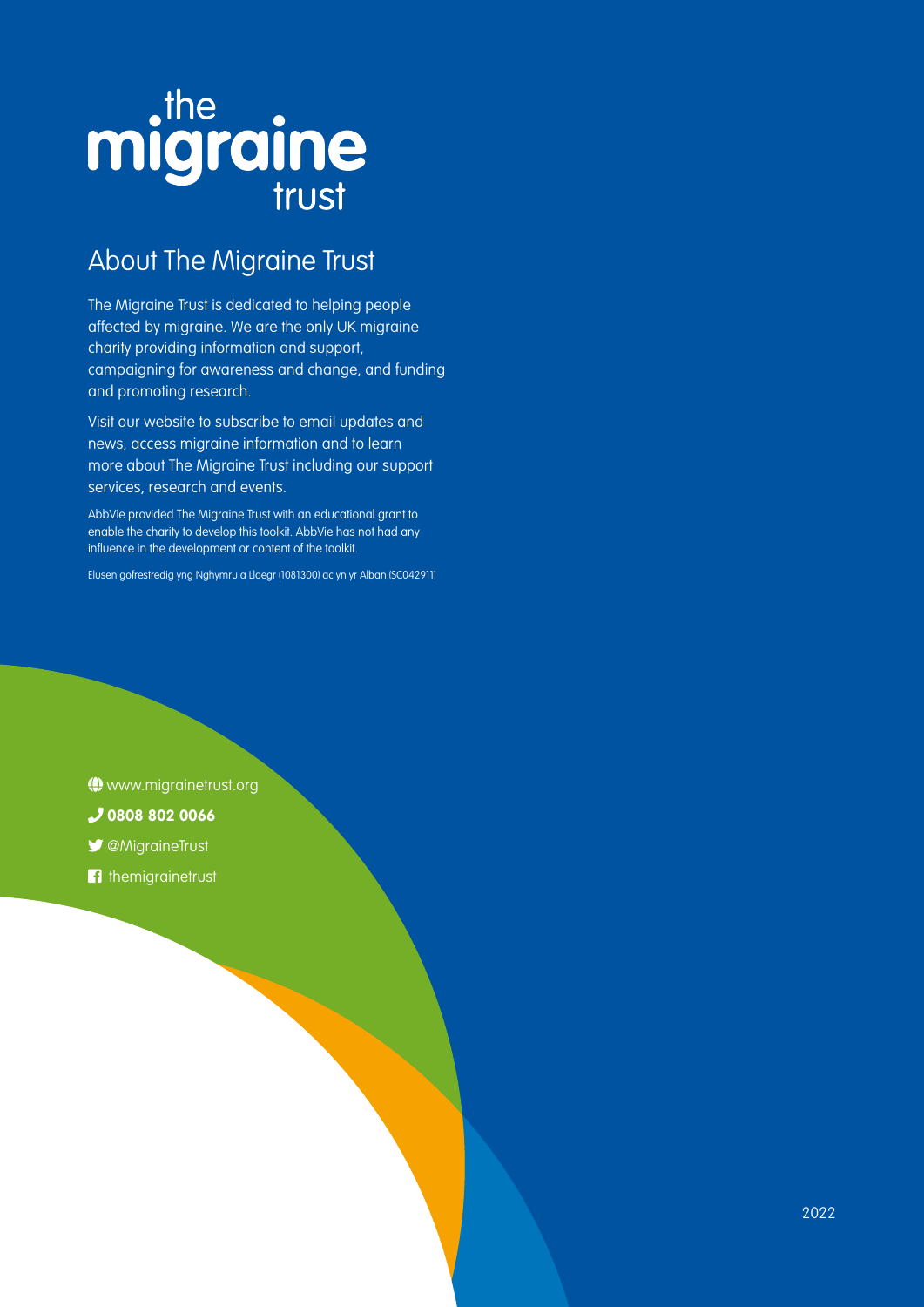the migraine trust

## About The Migraine Trust

The Migraine Trust is dedicated to helping people affected by migraine. We are the only UK migraine charity providing information and support, campaigning for awareness and change, and funding and promoting research.

Visit our website to subscribe to email updates and news, access migraine information and to learn more about The Migraine Trust including our support services, research and events.

AbbVie provided The Migraine Trust with an educational grant to enable the charity to develop this toolkit. AbbVie has not had any influence in the development or content of the toolkit.

Elusen gofrestredig yng Nghymru a Lloegr (1081300) ac yn yr Alban (SC042911)

www.migrainetrust.org

**0808 802 0066**

@MigraineTrust

themigrainetrust

2022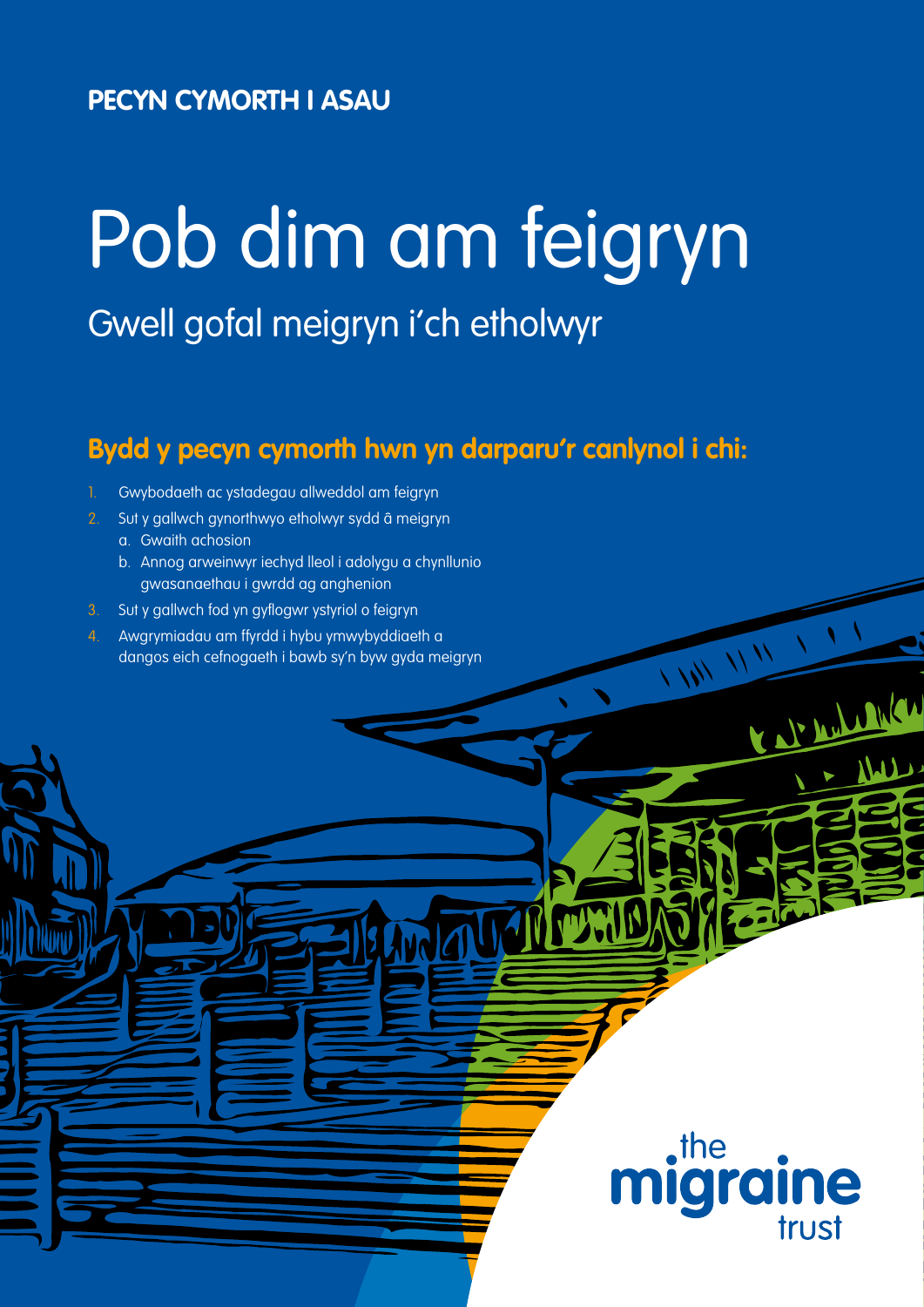**PECYN CYMORTH I ASAU**

# Pob dim am feigryn

## Gwell gofal meigryn i'ch etholwyr

### Bydd y pecyn cymorth hwn yn darparu'r canlynol i chi:

1. Gwybodaeth ac ystadegau allweddol am feigryn
2. Sut y gallwch gynorthwyo etholwyr sydd â meigryn
   a. Gwaith achosion
   b. Annog arweinwyr iechyd lleol i adolygu a chynllunio gwasanaethau i gwrdd ag anghenion
3. Sut y gallwch fod yn gyflogwr ystyriol o feigryn
4. Awgrymiadau am ffyrdd i hybu ymwybyddiaeth a dangos eich cefnogaeth i bawb sy'n byw gyda meigryn

the migraine trust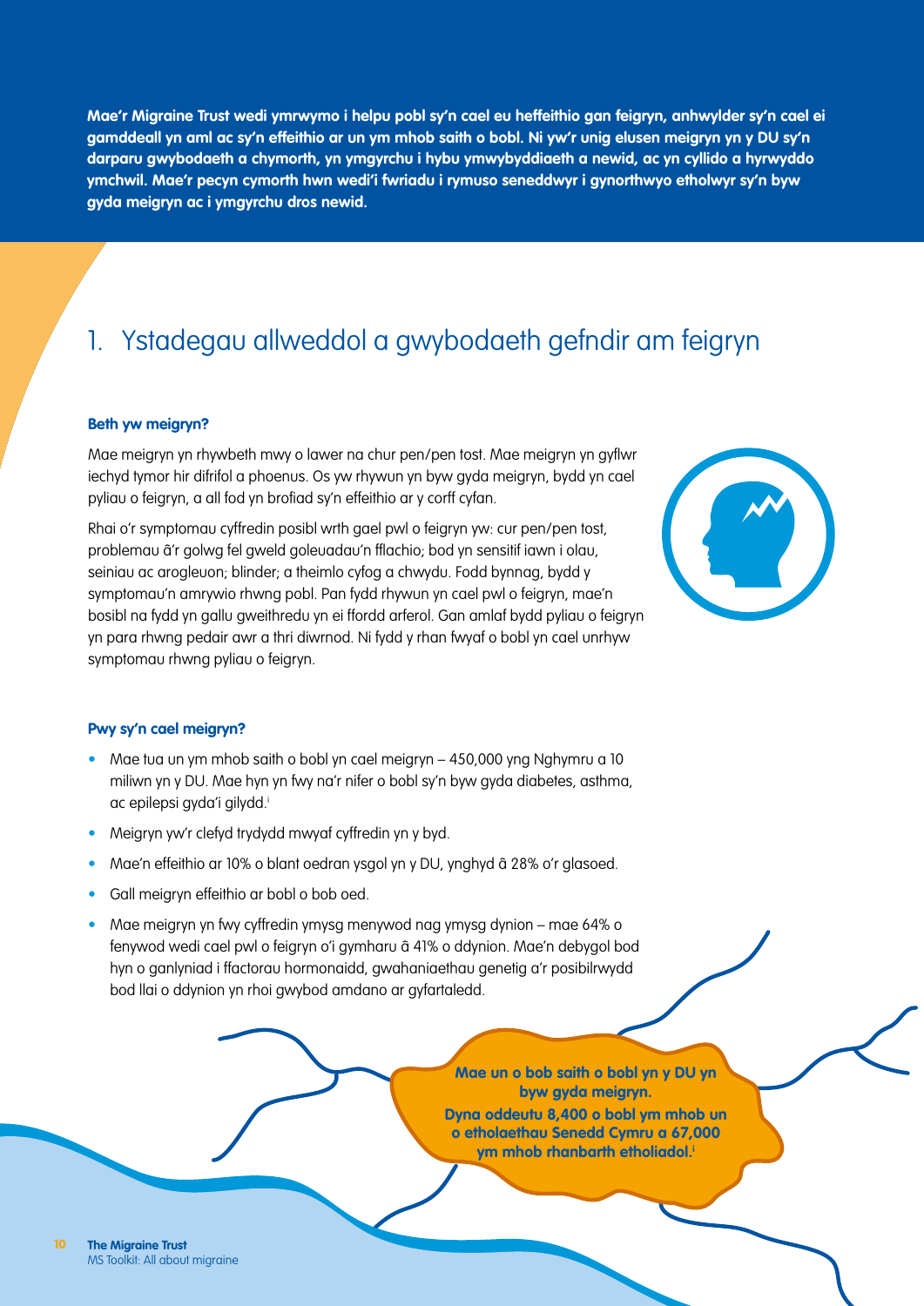**Mae'r Migraine Trust wedi ymrwymo i helpu pobl sy'n cael eu heffeithio gan feigryn, anhwylder sy'n cael ei gamddeall yn aml ac sy'n effeithio ar un ym mhob saith o bobl. Ni yw'r unig elusen meigryn yn y DU sy'n darparu gwybodaeth a chymorth, yn ymgyrchu i hybu ymwybyddiaeth a newid, ac yn cyllido a hyrwyddo ymchwil. Mae'r pecyn cymorth hwn wedi'i fwriadu i rymuso seneddwyr i gynorthwyo etholwyr sy'n byw gyda meigryn ac i ymgyrchu dros newid.**

## 1. Ystadegau allweddol a gwybodaeth gefndir am feigryn

### Beth yw meigryn?

Mae meigryn yn rhywbeth mwy o lawer na chur pen/pen tost. Mae meigryn yn gyflwr iechyd tymor hir difrifol a phoenus. Os yw rhywun yn byw gyda meigryn, bydd yn cael pyliau o feigryn, a all fod yn brofiad sy'n effeithio ar y corff cyfan.

Rhai o'r symptomau cyffredin posibl wrth gael pwl o feigryn yw: cur pen/pen tost, problemau â'r golwg fel gweld goleuadau'n fflachio; bod yn sensitif iawn i olau, seiniau ac arogleuon; blinder; a theimlo cyfog a chwydu. Fodd bynnag, bydd y symptomau'n amrywio rhwng pobl. Pan fydd rhywun yn cael pwl o feigryn, mae'n bosibl na fydd yn gallu gweithredu yn ei ffordd arferol. Gan amlaf bydd pyliau o feigryn yn para rhwng pedair awr a thri diwrnod. Ni fydd y rhan fwyaf o bobl yn cael unrhyw symptomau rhwng pyliau o feigryn.

### Pwy sy'n cael meigryn?

- Mae tua un ym mhob saith o bobl yn cael meigryn – 450,000 yng Nghymru a 10 miliwn yn y DU. Mae hyn yn fwy na'r nifer o bobl sy'n byw gyda diabetes, asthma, ac epilepsi gyda'i gilydd.[i]
- Meigryn yw'r clefyd trydydd mwyaf cyffredin yn y byd.
- Mae'n effeithio ar 10% o blant oedran ysgol yn y DU, ynghyd â 28% o'r glasoed.
- Gall meigryn effeithio ar bobl o bob oed.
- Mae meigryn yn fwy cyffredin ymysg menywod nag ymysg dynion – mae 64% o fenywod wedi cael pwl o feigryn o'i gymharu â 41% o ddynion. Mae'n debygol bod hyn o ganlyniad i ffactorau hormonaidd, gwahaniaethau genetig a'r posibilrwydd bod llai o ddynion yn rhoi gwybod amdano ar gyfartaledd.

**Mae un o bob saith o bobl yn y DU yn byw gyda meigryn.**
**Dyna oddeutu 8,400 o bobl ym mhob un o etholaethau Senedd Cymru a 67,000 ym mhob rhanbarth etholiadol.[i]**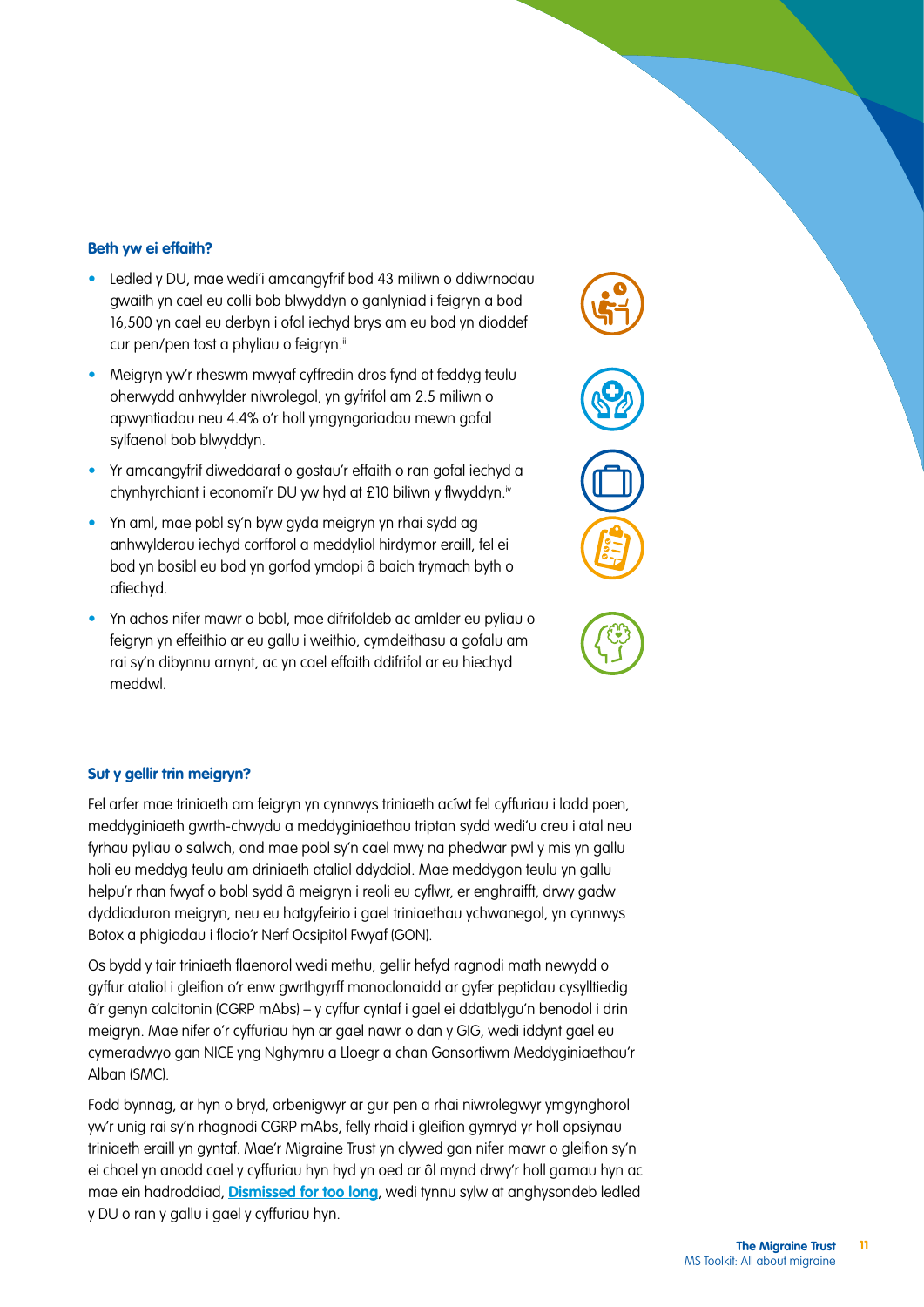### Beth yw ei effaith?

- Ledled y DU, mae wedi'i amcangyfrif bod 43 miliwn o ddiwrnodau gwaith yn cael eu colli bob blwyddyn o ganlyniad i feigryn a bod 16,500 yn cael eu derbyn i ofal iechyd brys am eu bod yn dioddef cur pen/pen tost a phyliau o feigryn.[iii]
- Meigryn yw'r rheswm mwyaf cyffredin dros fynd at feddyg teulu oherwydd anhwylder niwrolegol, yn gyfrifol am 2.5 miliwn o apwyntiadau neu 4.4% o'r holl ymgyngoriadau mewn gofal sylfaenol bob blwyddyn.
- Yr amcangyfrif diweddaraf o gostau'r effaith o ran gofal iechyd a chynhyrchiant i economi'r DU yw hyd at £10 biliwn y flwyddyn.[iv]
- Yn aml, mae pobl sy'n byw gyda meigryn yn rhai sydd ag anhwylderau iechyd corfforol a meddyliol hirdymor eraill, fel ei bod yn bosibl eu bod yn gorfod ymdopi â baich trymach byth o afiechyd.
- Yn achos nifer mawr o bobl, mae difrifoldeb ac amlder eu pyliau o feigryn yn effeithio ar eu gallu i weithio, cymdeithasu a gofalu am rai sy'n dibynnu arnynt, ac yn cael effaith ddifrifol ar eu hiechyd meddwl.

### Sut y gellir trin meigryn?

Fel arfer mae triniaeth am feigryn yn cynnwys triniaeth acíwt fel cyffuriau i ladd poen, meddyginiaeth gwrth-chwydu a meddyginiaethau triptan sydd wedi'u creu i atal neu fyrhau pyliau o salwch, ond mae pobl sy'n cael mwy na phedwar pwl y mis yn gallu holi eu meddyg teulu am driniaeth ataliol ddyddiol. Mae meddygon teulu yn gallu helpu'r rhan fwyaf o bobl sydd â meigryn i reoli eu cyflwr, er enghraifft, drwy gadw dyddiaduron meigryn, neu eu hatgyfeirio i gael triniaethau ychwanegol, yn cynnwys Botox a phigiadau i flocio'r Nerf Ocsipitol Fwyaf (GON).

Os bydd y tair triniaeth flaenorol wedi methu, gellir hefyd ragnodi math newydd o gyffur ataliol i gleifion o'r enw gwrthgyrff monoclonaidd ar gyfer peptidau cysylltiedig â'r genyn calcitonin (CGRP mAbs) – y cyffur cyntaf i gael ei ddatblygu'n benodol i drin meigryn. Mae nifer o'r cyffuriau hyn ar gael nawr o dan y GIG, wedi iddynt gael eu cymeradwyo gan NICE yng Nghymru a Lloegr a chan Gonsortiwm Meddyginiaethau'r Alban (SMC).

Fodd bynnag, ar hyn o bryd, arbenigwyr ar gur pen a rhai niwrolegwyr ymgynghorol yw'r unig rai sy'n rhagnodi CGRP mAbs, felly rhaid i gleifion gymryd yr holl opsiynau triniaeth eraill yn gyntaf. Mae'r Migraine Trust yn clywed gan nifer mawr o gleifion sy'n ei chael yn anodd cael y cyffuriau hyn hyd yn oed ar ôl mynd drwy'r holl gamau hyn ac mae ein hadroddiad, **Dismissed for too long**, wedi tynnu sylw at anghysondeb ledled y DU o ran y gallu i gael y cyffuriau hyn.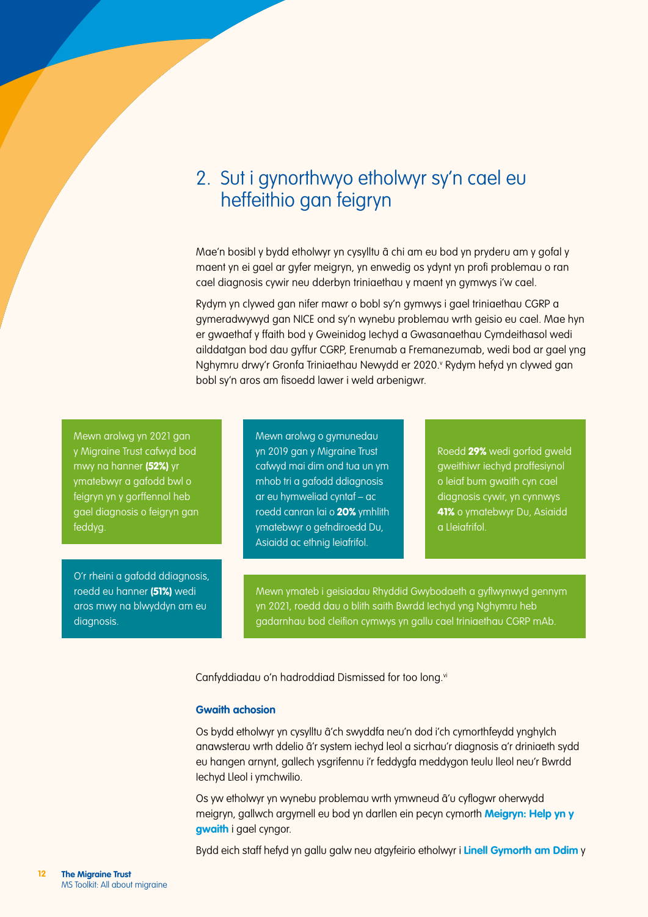## 2. Sut i gynorthwyo etholwyr sy'n cael eu heffeithio gan feigryn

Mae'n bosibl y bydd etholwyr yn cysylltu â chi am eu bod yn pryderu am y gofal y maent yn ei gael ar gyfer meigryn, yn enwedig os ydynt yn profi problemau o ran cael diagnosis cywir neu dderbyn triniaethau y maent yn gymwys i'w cael.

Rydym yn clywed gan nifer mawr o bobl sy'n gymwys i gael triniaethau CGRP a gymeradwywyd gan NICE ond sy'n wynebu problemau wrth geisio eu cael. Mae hyn er gwaethaf y ffaith bod y Gweinidog Iechyd a Gwasanaethau Cymdeithasol wedi ailddatgan bod dau gyffur CGRP, Erenumab a Fremanezumab, wedi bod ar gael yng Nghymru drwy'r Gronfa Triniaethau Newydd er 2020.[v] Rydym hefyd yn clywed gan bobl sy'n aros am fisoedd lawer i weld arbenigwr.

Mewn arolwg yn 2021 gan y Migraine Trust cafwyd bod mwy na hanner **(52%)** yr ymatebwyr a gafodd bwl o feigryn yn y gorffennol heb gael diagnosis o feigryn gan feddyg.

Mewn arolwg o gymunedau yn 2019 gan y Migraine Trust cafwyd mai dim ond tua un ym mhob tri a gafodd ddiagnosis ar eu hymweliad cyntaf – ac roedd canran lai o **20%** ymhlith ymatebwyr o gefndiroedd Du, Asiaidd ac ethnig leiafrifol.

Roedd **29%** wedi gorfod gweld gweithiwr iechyd proffesiynol o leiaf bum gwaith cyn cael diagnosis cywir, yn cynnwys **41%** o ymatebwyr Du, Asiaidd a Lleiafrifol.

O'r rheini a gafodd ddiagnosis, roedd eu hanner **(51%)** wedi aros mwy na blwyddyn am eu diagnosis.

Mewn ymateb i geisiadau Rhyddid Gwybodaeth a gyflwynwyd gennym yn 2021, roedd dau o blith saith Bwrdd Iechyd yng Nghymru heb gadarnhau bod cleifion cymwys yn gallu cael triniaethau CGRP mAb.

Canfyddiadau o'n hadroddiad Dismissed for too long.[vi]

### Gwaith achosion

Os bydd etholwyr yn cysylltu â'ch swyddfa neu'n dod i'ch cymorthfeydd ynghylch anawsterau wrth ddelio â'r system iechyd leol a sicrhau'r diagnosis a'r driniaeth sydd eu hangen arnynt, gallech ysgrifennu i'r feddygfa meddygon teulu lleol neu'r Bwrdd Iechyd Lleol i ymchwilio.

Os yw etholwyr yn wynebu problemau wrth ymwneud â'u cyflogwr oherwydd meigryn, gallwch argymell eu bod yn darllen ein pecyn cymorth **Meigryn: Help yn y gwaith** i gael cyngor.

Bydd eich staff hefyd yn gallu galw neu atgyfeirio etholwyr i **Linell Gymorth am Ddim** y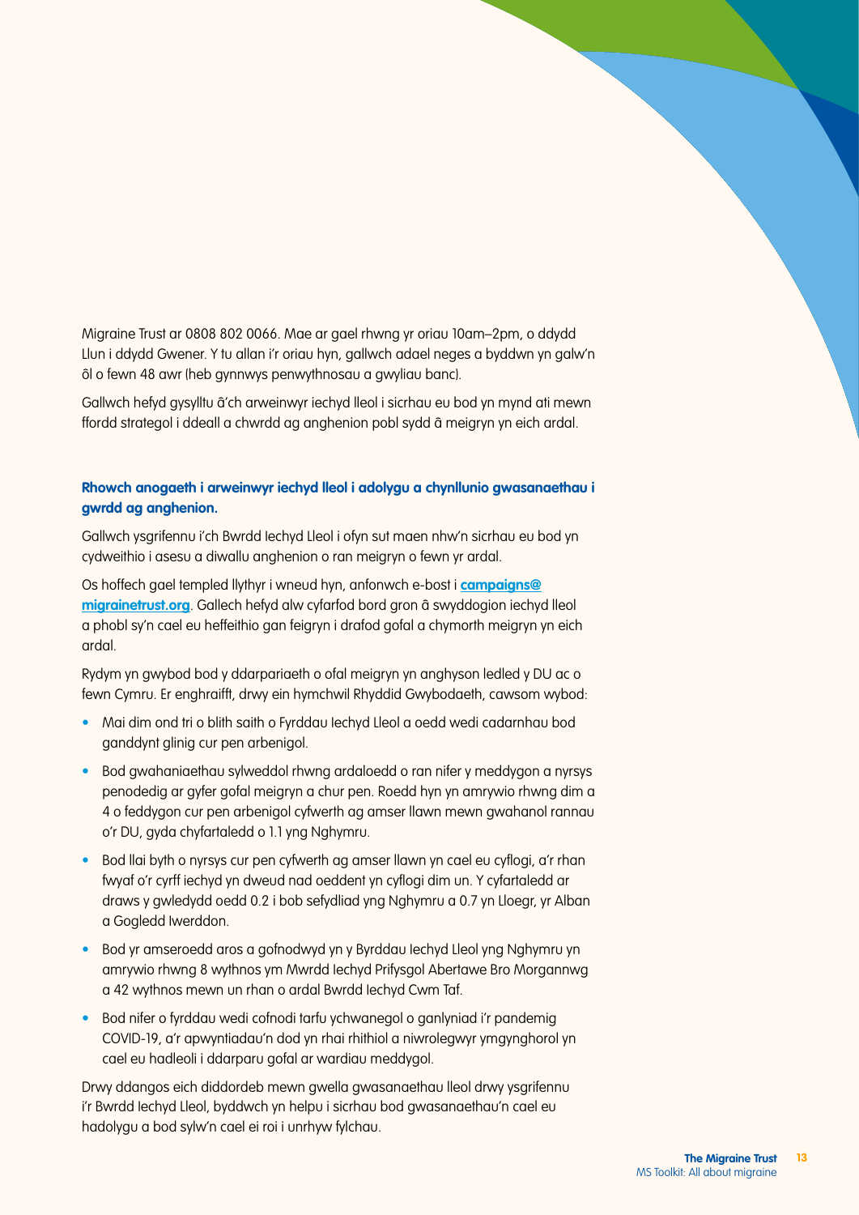Migraine Trust ar 0808 802 0066. Mae ar gael rhwng yr oriau 10am–2pm, o ddydd Llun i ddydd Gwener. Y tu allan i'r oriau hyn, gallwch adael neges a byddwn yn galw'n ôl o fewn 48 awr (heb gynnwys penwythnosau a gwyliau banc).

Gallwch hefyd gysylltu â'ch arweinwyr iechyd lleol i sicrhau eu bod yn mynd ati mewn ffordd strategol i ddeall a chwrdd ag anghenion pobl sydd â meigryn yn eich ardal.

**Rhowch anogaeth i arweinwyr iechyd lleol i adolygu a chynllunio gwasanaethau i gwrdd ag anghenion.**

Gallwch ysgrifennu i'ch Bwrdd Iechyd Lleol i ofyn sut maen nhw'n sicrhau eu bod yn cydweithio i asesu a diwallu anghenion o ran meigryn o fewn yr ardal.

Os hoffech gael templed llythyr i wneud hyn, anfonwch e-bost i **campaigns@migrainetrust.org**. Gallech hefyd alw cyfarfod bord gron â swyddogion iechyd lleol a phobl sy'n cael eu heffeithio gan feigryn i drafod gofal a chymorth meigryn yn eich ardal.

Rydym yn gwybod bod y ddarpariaeth o ofal meigryn yn anghyson ledled y DU ac o fewn Cymru. Er enghraifft, drwy ein hymchwil Rhyddid Gwybodaeth, cawsom wybod:

- Mai dim ond tri o blith saith o Fyrddau Iechyd Lleol a oedd wedi cadarnhau bod ganddynt glinig cur pen arbenigol.
- Bod gwahaniaethau sylweddol rhwng ardaloedd o ran nifer y meddygon a nyrsys penodedig ar gyfer gofal meigryn a chur pen. Roedd hyn yn amrywio rhwng dim a 4 o feddygon cur pen arbenigol cyfwerth ag amser llawn mewn gwahanol rannau o'r DU, gyda chyfartaledd o 1.1 yng Nghymru.
- Bod llai byth o nyrsys cur pen cyfwerth ag amser llawn yn cael eu cyflogi, a'r rhan fwyaf o'r cyrff iechyd yn dweud nad oeddent yn cyflogi dim un. Y cyfartaledd ar draws y gwledydd oedd 0.2 i bob sefydliad yng Nghymru a 0.7 yn Lloegr, yr Alban a Gogledd Iwerddon.
- Bod yr amseroedd aros a gofnodwyd yn y Byrddau Iechyd Lleol yng Nghymru yn amrywio rhwng 8 wythnos ym Mwrdd Iechyd Prifysgol Abertawe Bro Morgannwg a 42 wythnos mewn un rhan o ardal Bwrdd Iechyd Cwm Taf.
- Bod nifer o fyrddau wedi cofnodi tarfu ychwanegol o ganlyniad i'r pandemig COVID-19, a'r apwyntiadau'n dod yn rhai rhithiol a niwrolegwyr ymgynghorol yn cael eu hadleoli i ddarparu gofal ar wardiau meddygol.

Drwy ddangos eich diddordeb mewn gwella gwasanaethau lleol drwy ysgrifennu i'r Bwrdd Iechyd Lleol, byddwch yn helpu i sicrhau bod gwasanaethau'n cael eu hadolygu a bod sylw'n cael ei roi i unrhyw fylchau.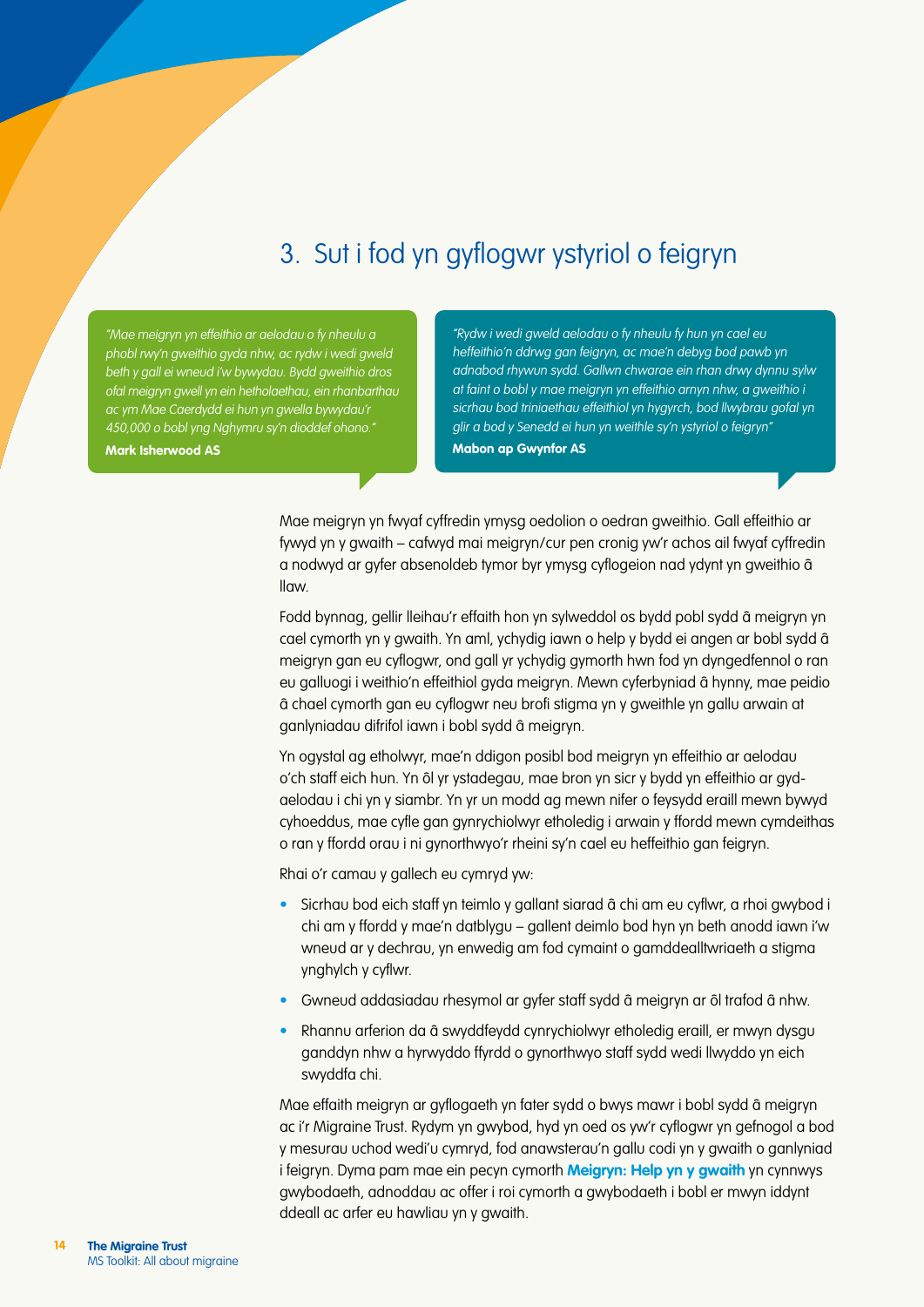## 3. Sut i fod yn gyflogwr ystyriol o feigryn

*"Mae meigryn yn effeithio ar aelodau o fy nheulu a phobl rwy'n gweithio gyda nhw, ac rydw i wedi gweld beth y gall ei wneud i'w bywydau. Bydd gweithio dros ofal meigryn gwell yn ein hetholaethau, ein rhanbarthau ac ym Mae Caerdydd ei hun yn gwella bywydau'r 450,000 o bobl yng Nghymru sy'n dioddef ohono."*

**Mark Isherwood AS**

*"Rydw i wedi gweld aelodau o fy nheulu fy hun yn cael eu heffeithio'n ddrwg gan feigryn, ac mae'n debyg bod pawb yn adnabod rhywun sydd. Gallwn chwarae ein rhan drwy dynnu sylw at faint o bobl y mae meigryn yn effeithio arnyn nhw, a gweithio i sicrhau bod triniaethau effeithiol yn hygyrch, bod llwybrau gofal yn glir a bod y Senedd ei hun yn weithle sy'n ystyriol o feigryn"*

**Mabon ap Gwynfor AS**

Mae meigryn yn fwyaf cyffredin ymysg oedolion o oedran gweithio. Gall effeithio ar fywyd yn y gwaith – cafwyd mai meigryn/cur pen cronig yw'r achos ail fwyaf cyffredin a nodwyd ar gyfer absenoldeb tymor byr ymysg cyflogeion nad ydynt yn gweithio â llaw.

Fodd bynnag, gellir lleihau'r effaith hon yn sylweddol os bydd pobl sydd â meigryn yn cael cymorth yn y gwaith. Yn aml, ychydig iawn o help y bydd ei angen ar bobl sydd â meigryn gan eu cyflogwr, ond gall yr ychydig gymorth hwn fod yn dyngedfennol o ran eu galluogi i weithio'n effeithiol gyda meigryn. Mewn cyferbyniad â hynny, mae peidio â chael cymorth gan eu cyflogwr neu brofi stigma yn y gweithle yn gallu arwain at ganlyniadau difrifol iawn i bobl sydd â meigryn.

Yn ogystal ag etholwyr, mae'n ddigon posibl bod meigryn yn effeithio ar aelodau o'ch staff eich hun. Yn ôl yr ystadegau, mae bron yn sicr y bydd yn effeithio ar gyd-aelodau i chi yn y siambr. Yn yr un modd ag mewn nifer o feysydd eraill mewn bywyd cyhoeddus, mae cyfle gan gynrychiolwyr etholedig i arwain y ffordd mewn cymdeithas o ran y ffordd orau i ni gynorthwyo'r rheini sy'n cael eu heffeithio gan feigryn.

Rhai o'r camau y gallech eu cymryd yw:

- Sicrhau bod eich staff yn teimlo y gallant siarad â chi am eu cyflwr, a rhoi gwybod i chi am y ffordd y mae'n datblygu – gallent deimlo bod hyn yn beth anodd iawn i'w wneud ar y dechrau, yn enwedig am fod cymaint o gamddealltwriaeth a stigma ynghylch y cyflwr.
- Gwneud addasiadau rhesymol ar gyfer staff sydd â meigryn ar ôl trafod â nhw.
- Rhannu arferion da â swyddfeydd cynrychiolwyr etholedig eraill, er mwyn dysgu ganddyn nhw a hyrwyddo ffyrdd o gynorthwyo staff sydd wedi llwyddo yn eich swyddfa chi.

Mae effaith meigryn ar gyflogaeth yn fater sydd o bwys mawr i bobl sydd â meigryn ac i'r Migraine Trust. Rydym yn gwybod, hyd yn oed os yw'r cyflogwr yn gefnogol a bod y mesurau uchod wedi'u cymryd, fod anawsterau'n gallu codi yn y gwaith o ganlyniad i feigryn. Dyma pam mae ein pecyn cymorth **Meigryn: Help yn y gwaith** yn cynnwys gwybodaeth, adnoddau ac offer i roi cymorth a gwybodaeth i bobl er mwyn iddynt ddeall ac arfer eu hawliau yn y gwaith.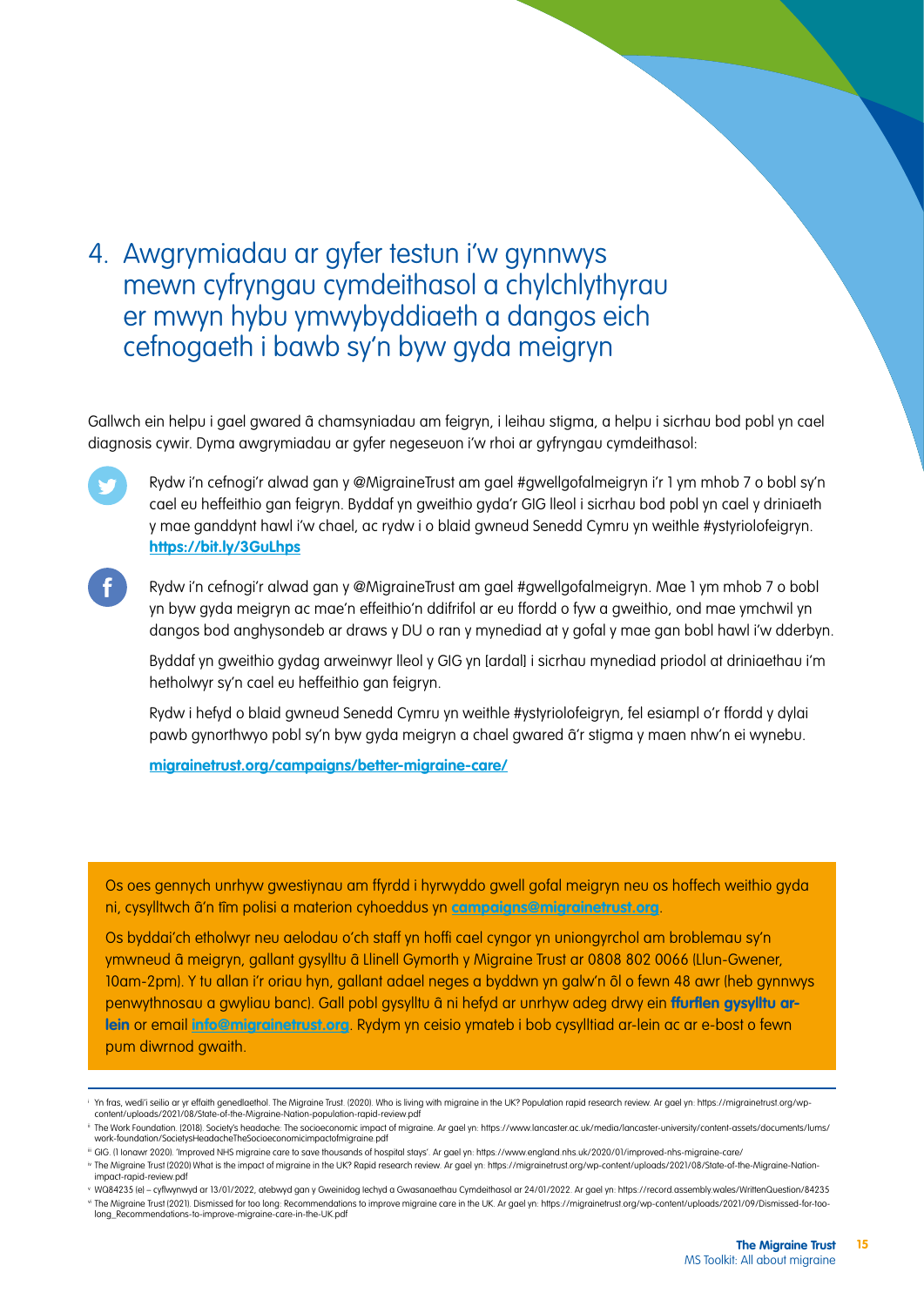# 4. Awgrymiadau ar gyfer testun i'w gynnwys mewn cyfryngau cymdeithasol a chylchlythyrau er mwyn hybu ymwybyddiaeth a dangos eich cefnogaeth i bawb sy'n byw gyda meigryn

Gallwch ein helpu i gael gwared â chamsyniadau am feigryn, i leihau stigma, a helpu i sicrhau bod pobl yn cael diagnosis cywir. Dyma awgrymiadau ar gyfer negeseuon i'w rhoi ar gyfryngau cymdeithasol:

Rydw i'n cefnogi'r alwad gan y @MigraineTrust am gael #gwellgofalmeigryn i'r 1 ym mhob 7 o bobl sy'n cael eu heffeithio gan feigryn. Byddaf yn gweithio gyda'r GIG lleol i sicrhau bod pobl yn cael y driniaeth y mae ganddynt hawl i'w chael, ac rydw i o blaid gwneud Senedd Cymru yn weithle #ystyriolofeigryn. **https://bit.ly/3GuLhps**

Rydw i'n cefnogi'r alwad gan y @MigraineTrust am gael #gwellgofalmeigryn. Mae 1 ym mhob 7 o bobl yn byw gyda meigryn ac mae'n effeithio'n ddifrifol ar eu ffordd o fyw a gweithio, ond mae ymchwil yn dangos bod anghysondeb ar draws y DU o ran y mynediad at y gofal y mae gan bobl hawl i'w dderbyn.

Byddaf yn gweithio gydag arweinwyr lleol y GIG yn [ardal] i sicrhau mynediad priodol at driniaethau i'm hetholwyr sy'n cael eu heffeithio gan feigryn.

Rydw i hefyd o blaid gwneud Senedd Cymru yn weithle #ystyriolofeigryn, fel esiampl o'r ffordd y dylai pawb gynorthwyo pobl sy'n byw gyda meigryn a chael gwared â'r stigma y maen nhw'n ei wynebu.

**migrainetrust.org/campaigns/better-migraine-care/**

Os oes gennych unrhyw gwestiynau am ffyrdd i hyrwyddo gwell gofal meigryn neu os hoffech weithio gyda ni, cysylltwch â'n tîm polisi a materion cyhoeddus yn **campaigns@migrainetrust.org**.

Os byddai'ch etholwyr neu aelodau o'ch staff yn hoffi cael cyngor yn uniongyrchol am broblemau sy'n ymwneud â meigryn, gallant gysylltu â Llinell Gymorth y Migraine Trust ar 0808 802 0066 (Llun-Gwener, 10am-2pm). Y tu allan i'r oriau hyn, gallant adael neges a byddwn yn galw'n ôl o fewn 48 awr (heb gynnwys penwythnosau a gwyliau banc). Gall pobl gysylltu â ni hefyd ar unrhyw adeg drwy ein **ffurflen gysylltu ar-lein** or email **info@migrainetrust.org**. Rydym yn ceisio ymateb i bob cysylltiad ar-lein ac ar e-bost o fewn pum diwrnod gwaith.

---

[i] Yn fras, wedi'i seilio ar yr effaith genedlaethol. The Migraine Trust. (2020). Who is living with migraine in the UK? Population rapid research review. Ar gael yn: https://migrainetrust.org/wp-content/uploads/2021/08/State-of-the-Migraine-Nation-population-rapid-review.pdf

[ii] The Work Foundation. (2018). Society's headache: The socioeconomic impact of migraine. Ar gael yn: https://www.lancaster.ac.uk/media/lancaster-university/content-assets/documents/lums/work-foundation/SocietysHeadacheTheSocioeconomicimpactofmigraine.pdf

[iii] GIG. (1 Ionawr 2020). 'Improved NHS migraine care to save thousands of hospital stays'. Ar gael yn: https://www.england.nhs.uk/2020/01/improved-nhs-migraine-care/

[iv] The Migraine Trust (2020) What is the impact of migraine in the UK? Rapid research review. Ar gael yn: https://migrainetrust.org/wp-content/uploads/2021/08/State-of-the-Migraine-Nation-impact-rapid-review.pdf

[v] WQ84235 (e) – cyflwynwyd ar 13/01/2022, atebwyd gan y Gweinidog Iechyd a Gwasanaethau Cymdeithasol ar 24/01/2022. Ar gael yn: https://record.assembly.wales/WrittenQuestion/84235

[vi] The Migraine Trust (2021). Dismissed for too long: Recommendations to improve migraine care in the UK. Ar gael yn: https://migrainetrust.org/wp-content/uploads/2021/09/Dismissed-for-too-long_Recommendations-to-improve-migraine-care-in-the-UK.pdf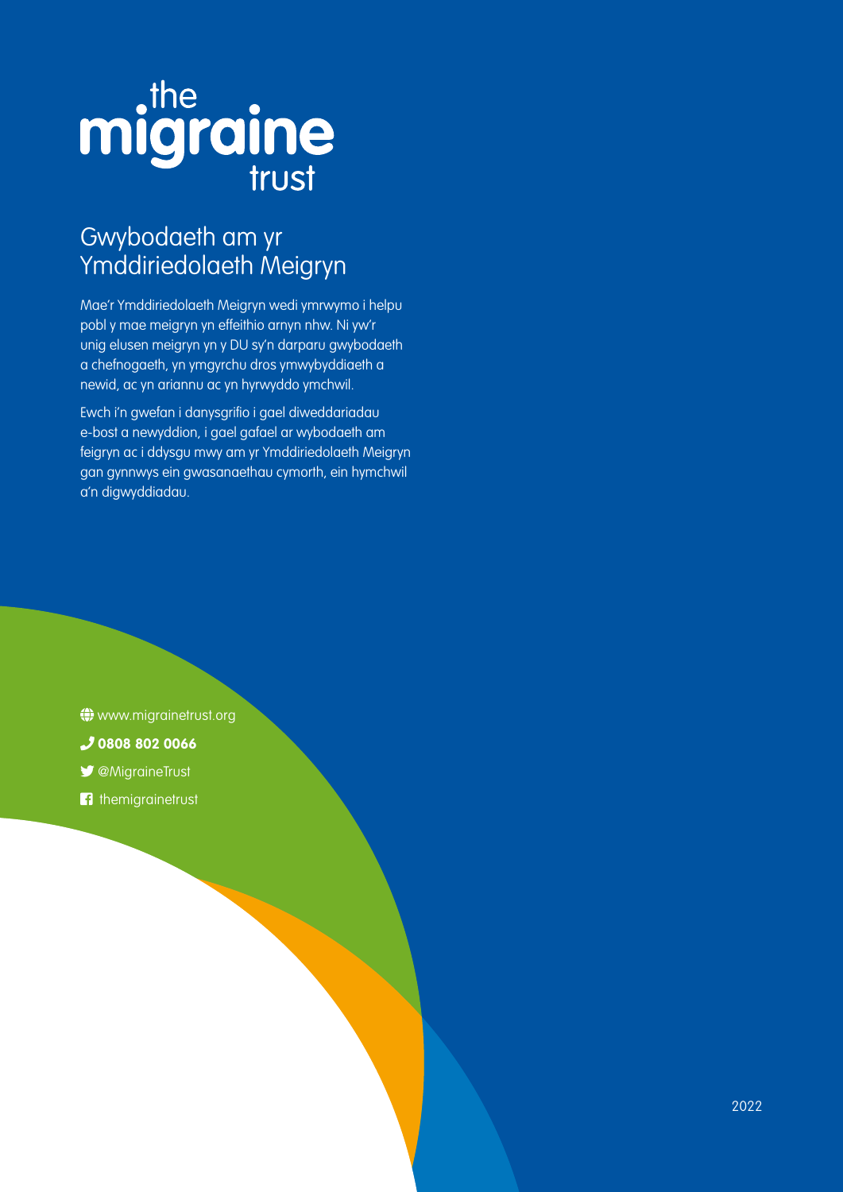the migraine trust

## Gwybodaeth am yr Ymddiriedolaeth Meigryn

Mae'r Ymddiriedolaeth Meigryn wedi ymrwymo i helpu pobl y mae meigryn yn effeithio arnyn nhw. Ni yw'r unig elusen meigryn yn y DU sy'n darparu gwybodaeth a chefnogaeth, yn ymgyrchu dros ymwybyddiaeth a newid, ac yn ariannu ac yn hyrwyddo ymchwil.

Ewch i'n gwefan i danysgrifio i gael diweddariadau e-bost a newyddion, i gael gafael ar wybodaeth am feigryn ac i ddysgu mwy am yr Ymddiriedolaeth Meigryn gan gynnwys ein gwasanaethau cymorth, ein hymchwil a'n digwyddiadau.

www.migrainetrust.org

**0808 802 0066**

@MigraineTrust

themigrainetrust

2022